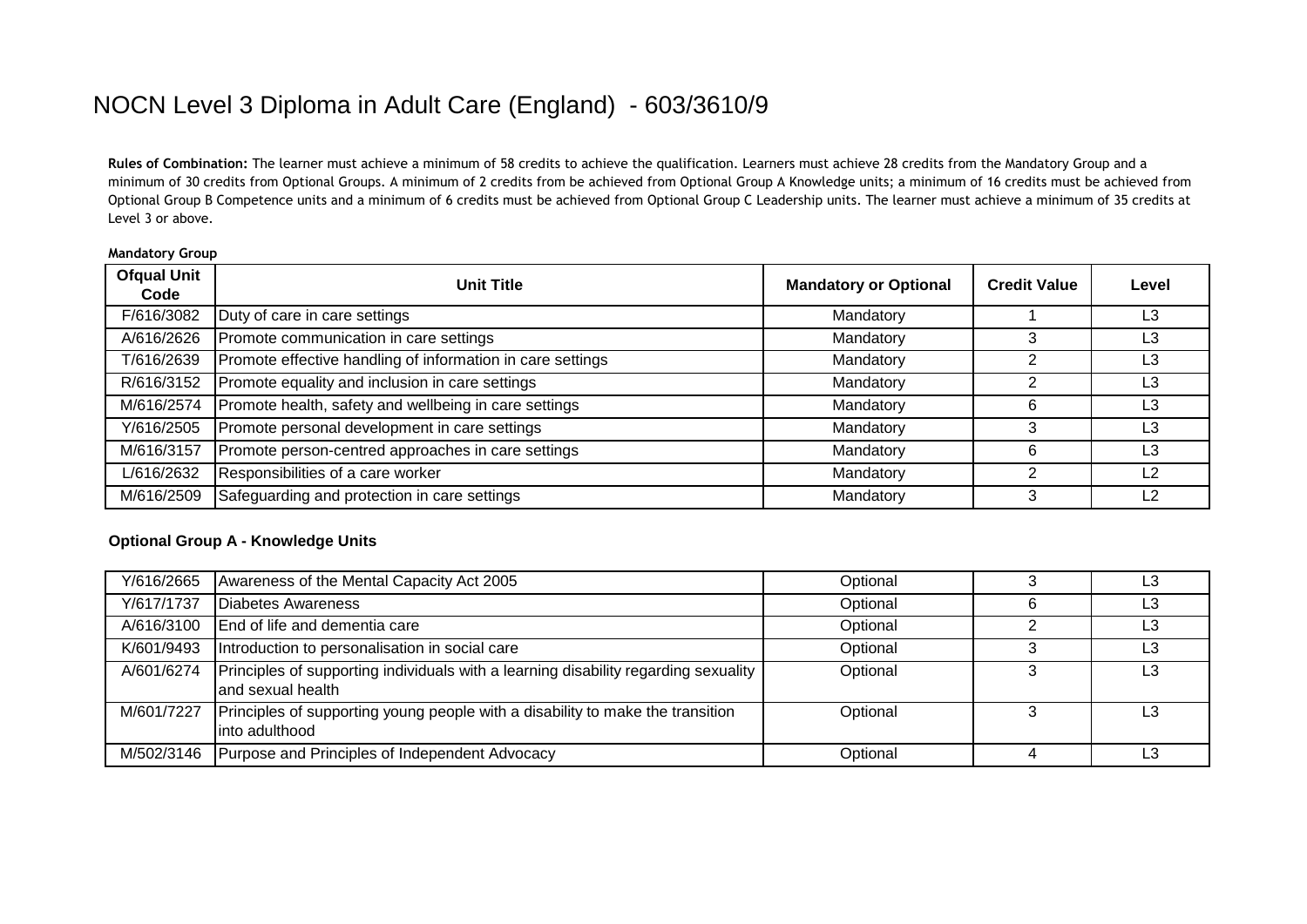# NOCN Level 3 Diploma in Adult Care (England) - 603/3610/9

**Rules of Combination:** The learner must achieve a minimum of 58 credits to achieve the qualification. Learners must achieve 28 credits from the Mandatory Group and a minimum of 30 credits from Optional Groups. A minimum of 2 credits from be achieved from Optional Group A Knowledge units; a minimum of 16 credits must be achieved from Optional Group B Competence units and a minimum of 6 credits must be achieved from Optional Group C Leadership units. The learner must achieve a minimum of 35 credits at Level 3 or above.

**Mandatory Group**

| Ofqual Unit Code | Unit Title | Mandatory or Optional | Credit Value | Level |
|---|---|---|---|---|
| F/616/3082 | Duty of care in care settings | Mandatory | 1 | L3 |
| A/616/2626 | Promote communication in care settings | Mandatory | 3 | L3 |
| T/616/2639 | Promote effective handling of information in care settings | Mandatory | 2 | L3 |
| R/616/3152 | Promote equality and inclusion in care settings | Mandatory | 2 | L3 |
| M/616/2574 | Promote health, safety and wellbeing in care settings | Mandatory | 6 | L3 |
| Y/616/2505 | Promote personal development in care settings | Mandatory | 3 | L3 |
| M/616/3157 | Promote person-centred approaches in care settings | Mandatory | 6 | L3 |
| L/616/2632 | Responsibilities of a care worker | Mandatory | 2 | L2 |
| M/616/2509 | Safeguarding and protection in care settings | Mandatory | 3 | L2 |

**Optional Group A - Knowledge Units**

| Ofqual Unit Code | Unit Title | Mandatory or Optional | Credit Value | Level |
|---|---|---|---|---|
| Y/616/2665 | Awareness of the Mental Capacity Act 2005 | Optional | 3 | L3 |
| Y/617/1737 | Diabetes Awareness | Optional | 6 | L3 |
| A/616/3100 | End of life and dementia care | Optional | 2 | L3 |
| K/601/9493 | Introduction to personalisation in social care | Optional | 3 | L3 |
| A/601/6274 | Principles of supporting individuals with a learning disability regarding sexuality and sexual health | Optional | 3 | L3 |
| M/601/7227 | Principles of supporting young people with a disability to make the transition into adulthood | Optional | 3 | L3 |
| M/502/3146 | Purpose and Principles of Independent Advocacy | Optional | 4 | L3 |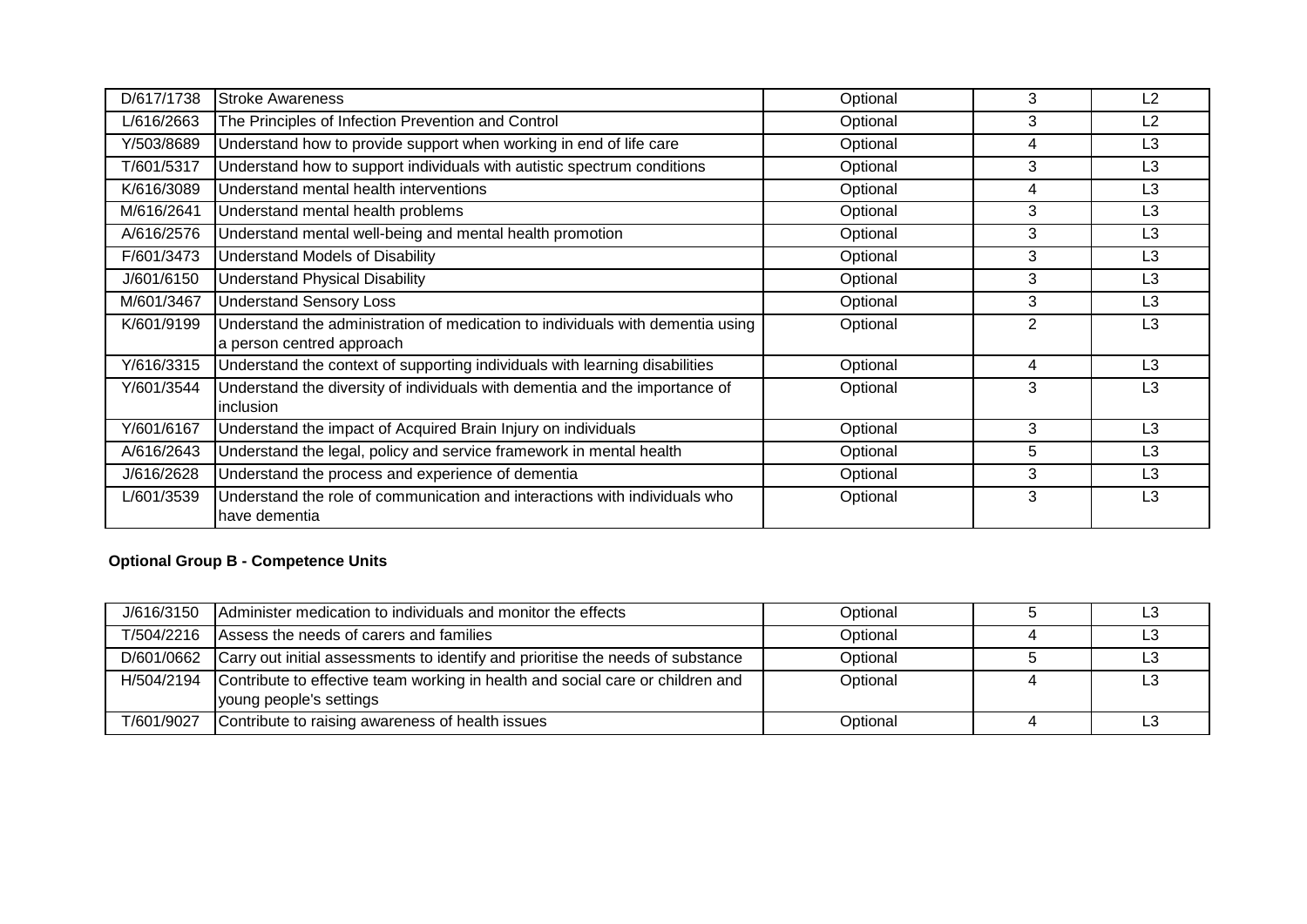| | | | | |
|---|---|---|---|---|
| D/617/1738 | Stroke Awareness | Optional | 3 | L2 |
| L/616/2663 | The Principles of Infection Prevention and Control | Optional | 3 | L2 |
| Y/503/8689 | Understand how to provide support when working in end of life care | Optional | 4 | L3 |
| T/601/5317 | Understand how to support individuals with autistic spectrum conditions | Optional | 3 | L3 |
| K/616/3089 | Understand mental health interventions | Optional | 4 | L3 |
| M/616/2641 | Understand mental health problems | Optional | 3 | L3 |
| A/616/2576 | Understand mental well-being and mental health promotion | Optional | 3 | L3 |
| F/601/3473 | Understand Models of Disability | Optional | 3 | L3 |
| J/601/6150 | Understand Physical Disability | Optional | 3 | L3 |
| M/601/3467 | Understand Sensory Loss | Optional | 3 | L3 |
| K/601/9199 | Understand the administration of medication to individuals with dementia using a person centred approach | Optional | 2 | L3 |
| Y/616/3315 | Understand the context of supporting individuals with learning disabilities | Optional | 4 | L3 |
| Y/601/3544 | Understand the diversity of individuals with dementia and the importance of inclusion | Optional | 3 | L3 |
| Y/601/6167 | Understand the impact of Acquired Brain Injury on individuals | Optional | 3 | L3 |
| A/616/2643 | Understand the legal, policy and service framework in mental health | Optional | 5 | L3 |
| J/616/2628 | Understand the process and experience of dementia | Optional | 3 | L3 |
| L/601/3539 | Understand the role of communication and interactions with individuals who have dementia | Optional | 3 | L3 |

**Optional Group B - Competence Units**

| | | | | |
|---|---|---|---|---|
| J/616/3150 | Administer medication to individuals and monitor the effects | Optional | 5 | L3 |
| T/504/2216 | Assess the needs of carers and families | Optional | 4 | L3 |
| D/601/0662 | Carry out initial assessments to identify and prioritise the needs of substance | Optional | 5 | L3 |
| H/504/2194 | Contribute to effective team working in health and social care or children and young people's settings | Optional | 4 | L3 |
| T/601/9027 | Contribute to raising awareness of health issues | Optional | 4 | L3 |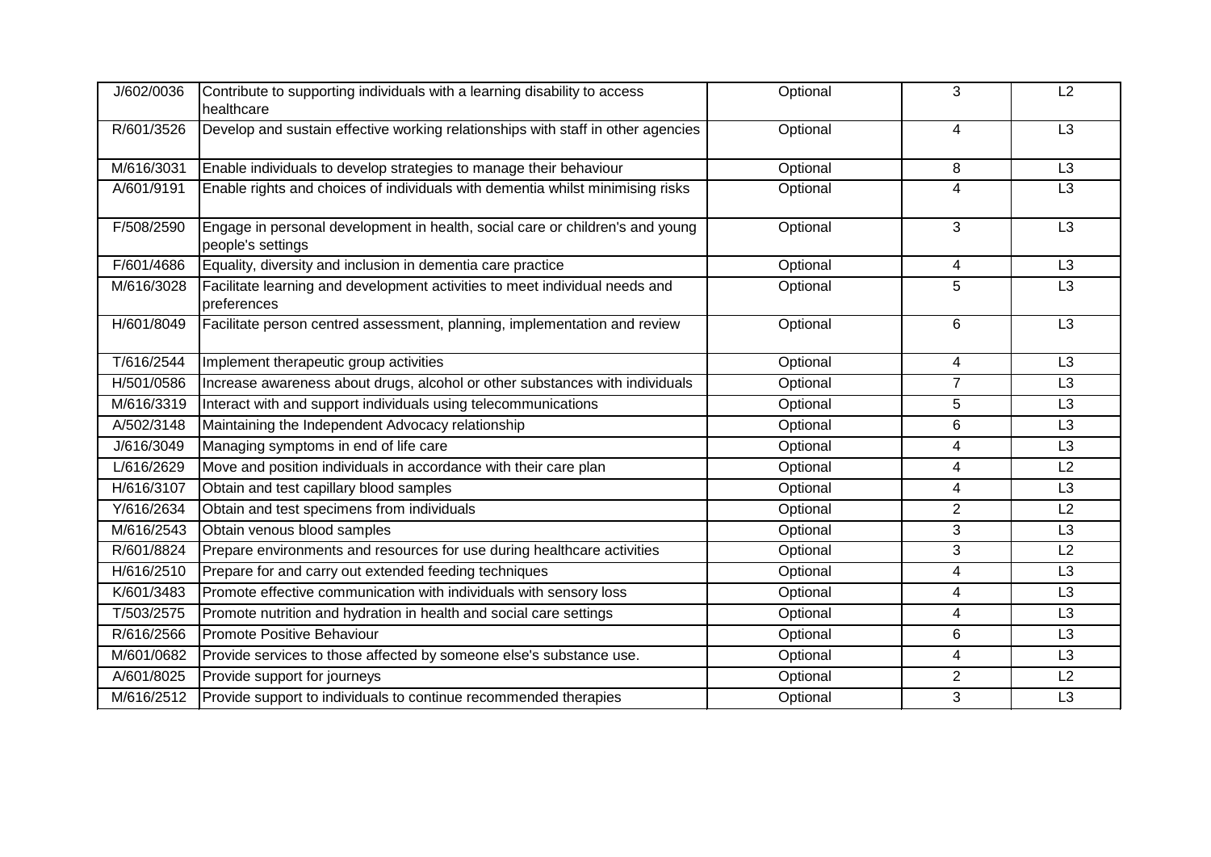| | | | | |
|---|---|---|---|---|
| J/602/0036 | Contribute to supporting individuals with a learning disability to access healthcare | Optional | 3 | L2 |
| R/601/3526 | Develop and sustain effective working relationships with staff in other agencies | Optional | 4 | L3 |
| M/616/3031 | Enable individuals to develop strategies to manage their behaviour | Optional | 8 | L3 |
| A/601/9191 | Enable rights and choices of individuals with dementia whilst minimising risks | Optional | 4 | L3 |
| F/508/2590 | Engage in personal development in health, social care or children's and young people's settings | Optional | 3 | L3 |
| F/601/4686 | Equality, diversity and inclusion in dementia care practice | Optional | 4 | L3 |
| M/616/3028 | Facilitate learning and development activities to meet individual needs and preferences | Optional | 5 | L3 |
| H/601/8049 | Facilitate person centred assessment, planning, implementation and review | Optional | 6 | L3 |
| T/616/2544 | Implement therapeutic group activities | Optional | 4 | L3 |
| H/501/0586 | Increase awareness about drugs, alcohol or other substances with individuals | Optional | 7 | L3 |
| M/616/3319 | Interact with and support individuals using telecommunications | Optional | 5 | L3 |
| A/502/3148 | Maintaining the Independent Advocacy relationship | Optional | 6 | L3 |
| J/616/3049 | Managing symptoms in end of life care | Optional | 4 | L3 |
| L/616/2629 | Move and position individuals in accordance with their care plan | Optional | 4 | L2 |
| H/616/3107 | Obtain and test capillary blood samples | Optional | 4 | L3 |
| Y/616/2634 | Obtain and test specimens from individuals | Optional | 2 | L2 |
| M/616/2543 | Obtain venous blood samples | Optional | 3 | L3 |
| R/601/8824 | Prepare environments and resources for use during healthcare activities | Optional | 3 | L2 |
| H/616/2510 | Prepare for and carry out extended feeding techniques | Optional | 4 | L3 |
| K/601/3483 | Promote effective communication with individuals with sensory loss | Optional | 4 | L3 |
| T/503/2575 | Promote nutrition and hydration in health and social care settings | Optional | 4 | L3 |
| R/616/2566 | Promote Positive Behaviour | Optional | 6 | L3 |
| M/601/0682 | Provide services to those affected by someone else's substance use. | Optional | 4 | L3 |
| A/601/8025 | Provide support for journeys | Optional | 2 | L2 |
| M/616/2512 | Provide support to individuals to continue recommended therapies | Optional | 3 | L3 |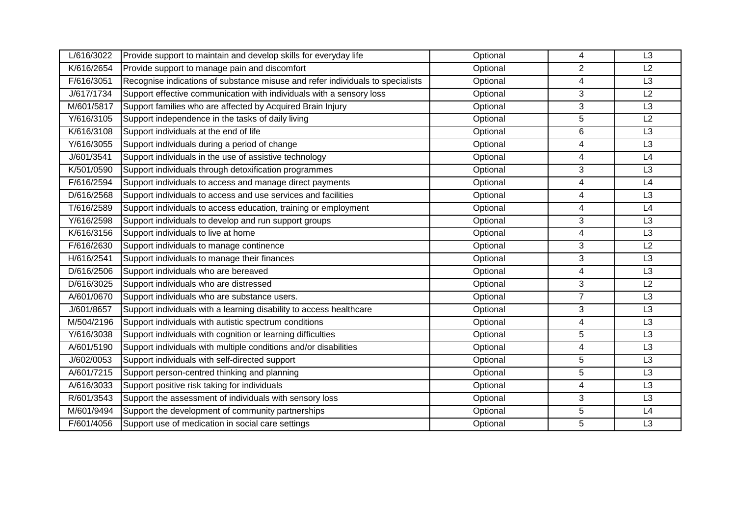| L/616/3022 | Provide support to maintain and develop skills for everyday life | Optional | 4 | L3 |
|---|---|---|---|---|
| K/616/2654 | Provide support to manage pain and discomfort | Optional | 2 | L2 |
| F/616/3051 | Recognise indications of substance misuse and refer individuals to specialists | Optional | 4 | L3 |
| J/617/1734 | Support effective communication with individuals with a sensory loss | Optional | 3 | L2 |
| M/601/5817 | Support families who are affected by Acquired Brain Injury | Optional | 3 | L3 |
| Y/616/3105 | Support independence in the tasks of daily living | Optional | 5 | L2 |
| K/616/3108 | Support individuals at the end of life | Optional | 6 | L3 |
| Y/616/3055 | Support individuals during a period of change | Optional | 4 | L3 |
| J/601/3541 | Support individuals in the use of assistive technology | Optional | 4 | L4 |
| K/501/0590 | Support individuals through detoxification programmes | Optional | 3 | L3 |
| F/616/2594 | Support individuals to access and manage direct payments | Optional | 4 | L4 |
| D/616/2568 | Support individuals to access and use services and facilities | Optional | 4 | L3 |
| T/616/2589 | Support individuals to access education, training or employment | Optional | 4 | L4 |
| Y/616/2598 | Support individuals to develop and run support groups | Optional | 3 | L3 |
| K/616/3156 | Support individuals to live at home | Optional | 4 | L3 |
| F/616/2630 | Support individuals to manage continence | Optional | 3 | L2 |
| H/616/2541 | Support individuals to manage their finances | Optional | 3 | L3 |
| D/616/2506 | Support individuals who are bereaved | Optional | 4 | L3 |
| D/616/3025 | Support individuals who are distressed | Optional | 3 | L2 |
| A/601/0670 | Support individuals who are substance users. | Optional | 7 | L3 |
| J/601/8657 | Support individuals with a learning disability to access healthcare | Optional | 3 | L3 |
| M/504/2196 | Support individuals with autistic spectrum conditions | Optional | 4 | L3 |
| Y/616/3038 | Support individuals with cognition or learning difficulties | Optional | 5 | L3 |
| A/601/5190 | Support individuals with multiple conditions and/or disabilities | Optional | 4 | L3 |
| J/602/0053 | Support individuals with self-directed support | Optional | 5 | L3 |
| A/601/7215 | Support person-centred thinking and planning | Optional | 5 | L3 |
| A/616/3033 | Support positive risk taking for individuals | Optional | 4 | L3 |
| R/601/3543 | Support the assessment of individuals with sensory loss | Optional | 3 | L3 |
| M/601/9494 | Support the development of community partnerships | Optional | 5 | L4 |
| F/601/4056 | Support use of medication in social care settings | Optional | 5 | L3 |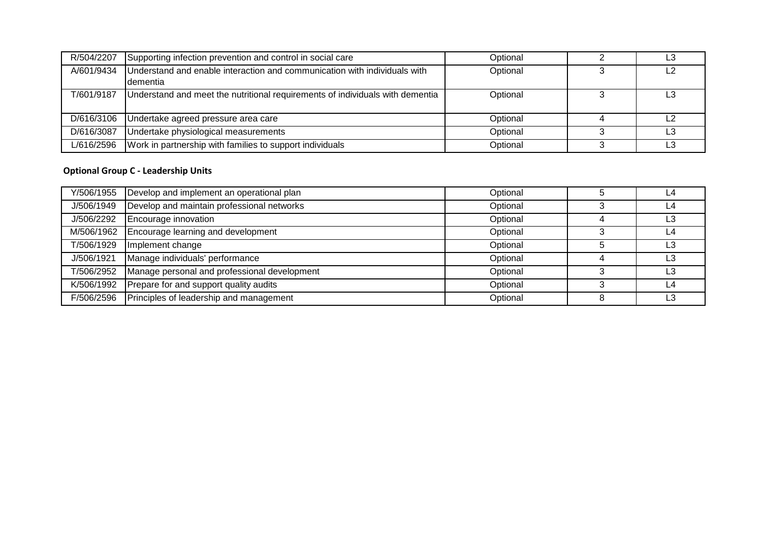| | | | | |
|---|---|---|---|---|
| R/504/2207 | Supporting infection prevention and control in social care | Optional | 2 | L3 |
| A/601/9434 | Understand and enable interaction and communication with individuals with dementia | Optional | 3 | L2 |
| T/601/9187 | Understand and meet the nutritional requirements of individuals with dementia | Optional | 3 | L3 |
| D/616/3106 | Undertake agreed pressure area care | Optional | 4 | L2 |
| D/616/3087 | Undertake physiological measurements | Optional | 3 | L3 |
| L/616/2596 | Work in partnership with families to support individuals | Optional | 3 | L3 |

**Optional Group C - Leadership Units**

| | | | | |
|---|---|---|---|---|
| Y/506/1955 | Develop and implement an operational plan | Optional | 5 | L4 |
| J/506/1949 | Develop and maintain professional networks | Optional | 3 | L4 |
| J/506/2292 | Encourage innovation | Optional | 4 | L3 |
| M/506/1962 | Encourage learning and development | Optional | 3 | L4 |
| T/506/1929 | Implement change | Optional | 5 | L3 |
| J/506/1921 | Manage individuals' performance | Optional | 4 | L3 |
| T/506/2952 | Manage personal and professional development | Optional | 3 | L3 |
| K/506/1992 | Prepare for and support quality audits | Optional | 3 | L4 |
| F/506/2596 | Principles of leadership and management | Optional | 8 | L3 |